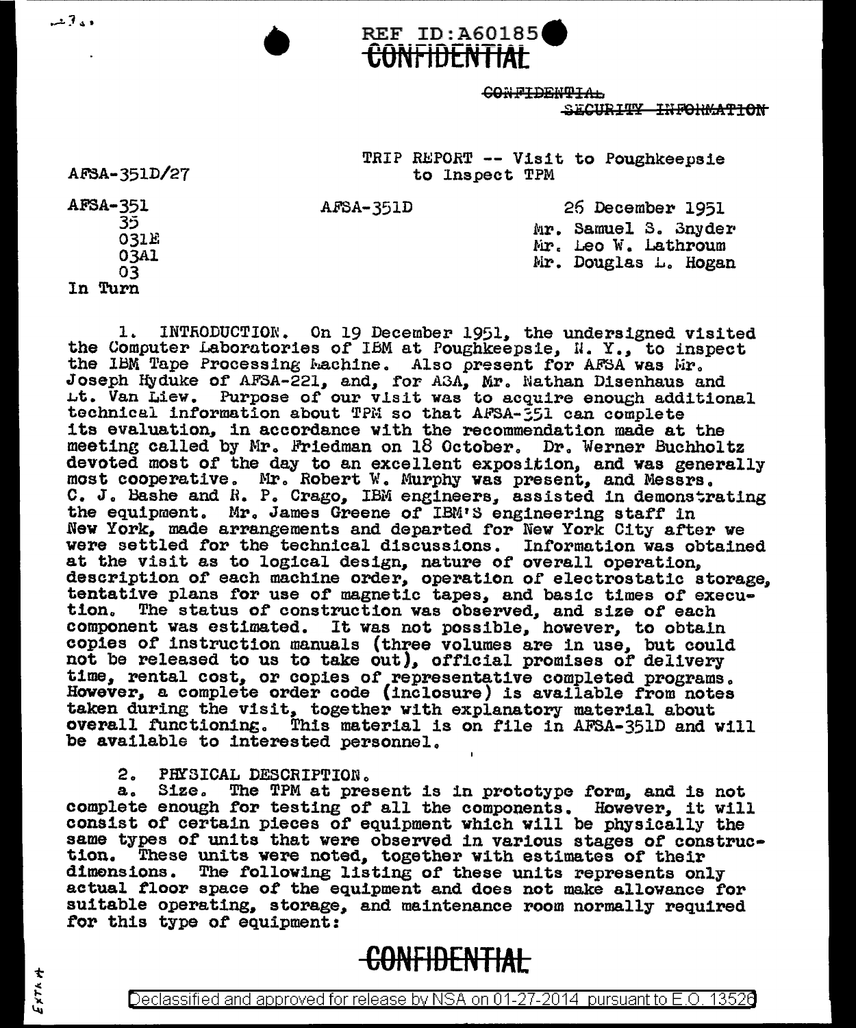REF ID:A60185

CONFIDENTIAL

~~CONFIDENTIAL~~
~~SECURITY INFORMATION~~

AFSA-351D/27

TRIP REPORT -- Visit to Poughkeepsie to Inspect TPM

AFSA-351
35
031E
03A1
03
In Turn

AFSA-351D

26 December 1951

Mr. Samuel S. Snyder
Mr. Leo W. Lathroum
Mr. Douglas L. Hogan

1. INTRODUCTION. On 19 December 1951, the undersigned visited the Computer Laboratories of IBM at Poughkeepsie, N. Y., to inspect the IBM Tape Processing Machine. Also present for AFSA was Mr. Joseph Hyduke of AFSA-221, and, for ASA, Mr. Nathan Disenhaus and Lt. Van Liew. Purpose of our visit was to acquire enough additional technical information about TPM so that AFSA-351 can complete its evaluation, in accordance with the recommendation made at the meeting called by Mr. Friedman on 18 October. Dr. Werner Buchholtz devoted most of the day to an excellent exposition, and was generally most cooperative. Mr. Robert W. Murphy was present, and Messrs. C. J. Bashe and R. P. Crago, IBM engineers, assisted in demonstrating the equipment. Mr. James Greene of IBM'S engineering staff in New York, made arrangements and departed for New York City after we were settled for the technical discussions. Information was obtained at the visit as to logical design, nature of overall operation, description of each machine order, operation of electrostatic storage, tentative plans for use of magnetic tapes, and basic times of execution. The status of construction was observed, and size of each component was estimated. It was not possible, however, to obtain copies of instruction manuals (three volumes are in use, but could not be released to us to take out), official promises of delivery time, rental cost, or copies of representative completed programs. However, a complete order code (inclosure) is available from notes taken during the visit, together with explanatory material about overall functioning. This material is on file in AFSA-351D and will be available to interested personnel.

2. PHYSICAL DESCRIPTION.

a. Size. The TPM at present is in prototype form, and is not complete enough for testing of all the components. However, it will consist of certain pieces of equipment which will be physically the same types of units that were observed in various stages of construction. These units were noted, together with estimates of their dimensions. The following listing of these units represents only actual floor space of the equipment and does not make allowance for suitable operating, storage, and maintenance room normally required for this type of equipment:

CONFIDENTIAL

Declassified and approved for release by NSA on 01-27-2014 pursuant to E.O. 13526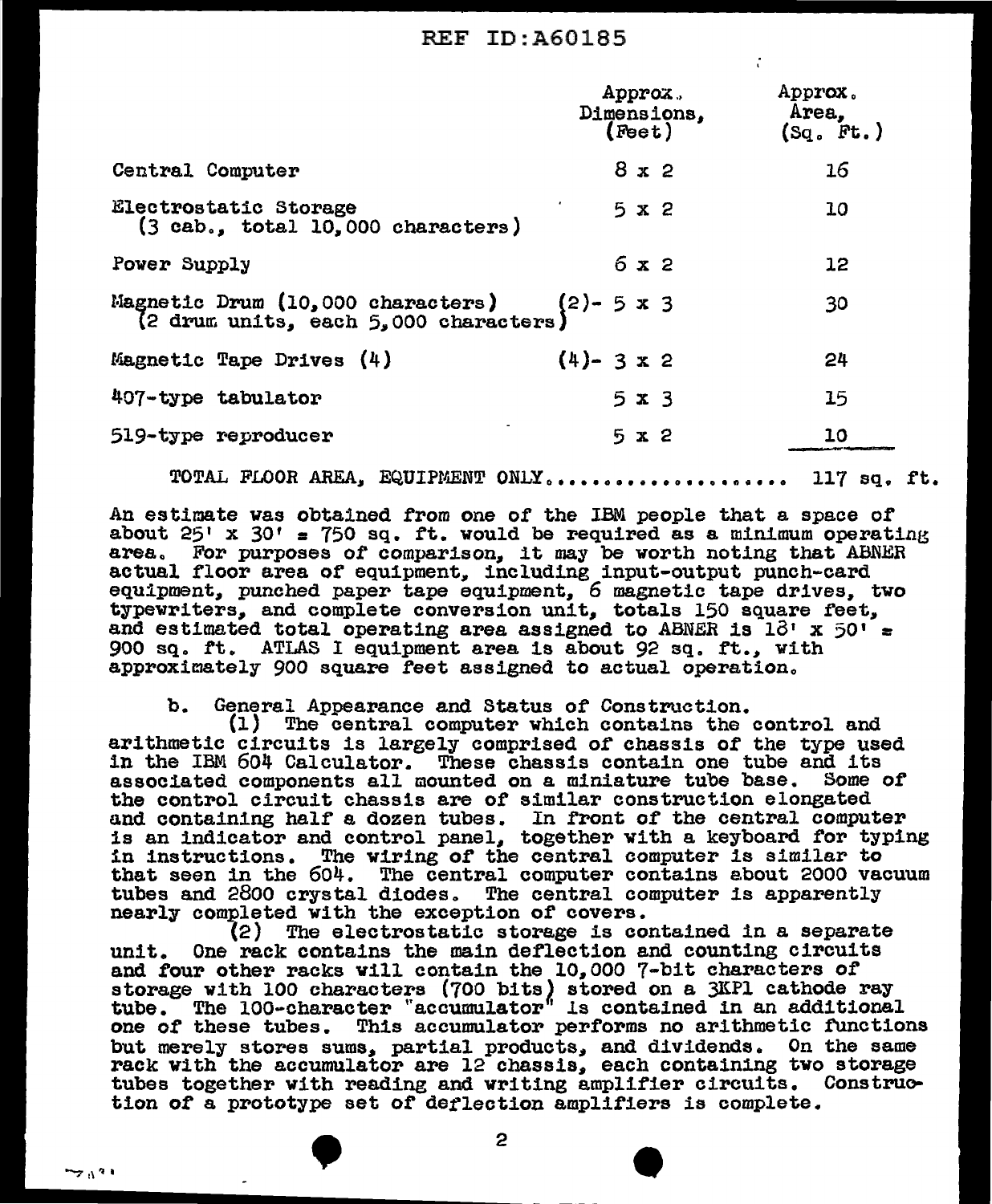| | Approx. Dimensions, (Feet) | Approx. Area, (Sq. Ft.) |
|---|---|---|
| Central Computer | 8 x 2 | 16 |
| Electrostatic Storage (3 cab., total 10,000 characters) | 5 x 2 | 10 |
| Power Supply | 6 x 2 | 12 |
| Magnetic Drum (10,000 characters) (2 drum units, each 5,000 characters) | (2)- 5 x 3 | 30 |
| Magnetic Tape Drives (4) | (4)- 3 x 2 | 24 |
| 407-type tabulator | 5 x 3 | 15 |
| 519-type reproducer | 5 x 2 | 10 |

TOTAL FLOOR AREA, EQUIPMENT ONLY.................... 117 sq. ft.

An estimate was obtained from one of the IBM people that a space of about 25' x 30' = 750 sq. ft. would be required as a minimum operating area. For purposes of comparison, it may be worth noting that ABNER actual floor area of equipment, including input-output punch-card equipment, punched paper tape equipment, 6 magnetic tape drives, two typewriters, and complete conversion unit, totals 150 square feet, and estimated total operating area assigned to ABNER is 18' x 50' = 900 sq. ft. ATLAS I equipment area is about 92 sq. ft., with approximately 900 square feet assigned to actual operation.

b. General Appearance and Status of Construction.

(1) The central computer which contains the control and arithmetic circuits is largely comprised of chassis of the type used in the IBM 604 Calculator. These chassis contain one tube and its associated components all mounted on a miniature tube base. Some of the control circuit chassis are of similar construction elongated and containing half a dozen tubes. In front of the central computer is an indicator and control panel, together with a keyboard for typing in instructions. The wiring of the central computer is similar to that seen in the 604. The central computer contains about 2000 vacuum tubes and 2800 crystal diodes. The central computer is apparently nearly completed with the exception of covers.

(2) The electrostatic storage is contained in a separate unit. One rack contains the main deflection and counting circuits and four other racks will contain the 10,000 7-bit characters of storage with 100 characters (700 bits) stored on a 3KP1 cathode ray tube. The 100-character "accumulator" is contained in an additional one of these tubes. This accumulator performs no arithmetic functions but merely stores sums, partial products, and dividends. On the same rack with the accumulator are 12 chassis, each containing two storage tubes together with reading and writing amplifier circuits. Construction of a prototype set of deflection amplifiers is complete.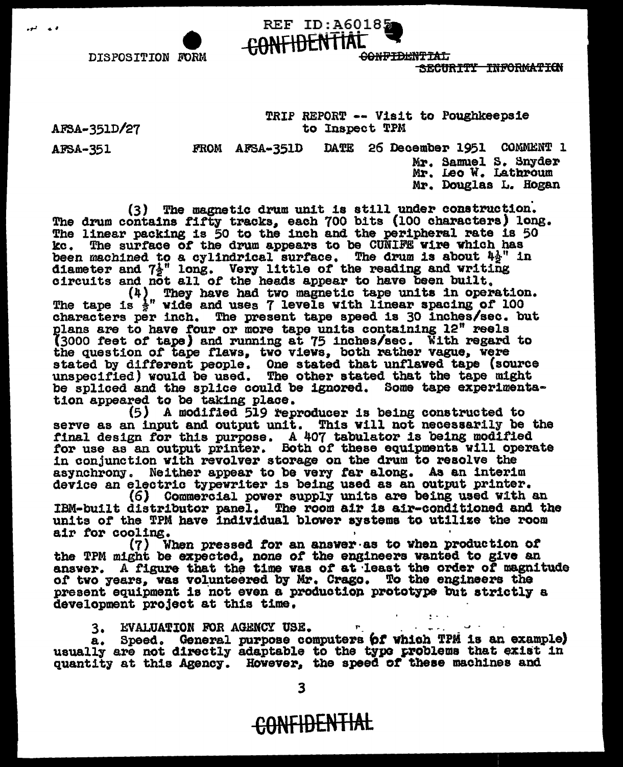DISPOSITION FORM

CONFIDENTIAL

~~CONFIDENTIAL~~
~~SECURITY INFORMATION~~

AFSA-351D/27 — TRIP REPORT -- Visit to Poughkeepsie to Inspect TPM

AFSA-351 — FROM AFSA-351D — DATE 26 December 1951 — COMMENT 1

Mr. Samuel S. Snyder
Mr. Leo W. Lathroum
Mr. Douglas L. Hogan

(3) The magnetic drum unit is still under construction. The drum contains fifty tracks, each 700 bits (100 characters) long. The linear packing is 50 to the inch and the peripheral rate is 50 kc. The surface of the drum appears to be CUNIFE wire which has been machined to a cylindrical surface. The drum is about 4½" in diameter and 7½" long. Very little of the reading and writing circuits and not all of the heads appear to have been built.

(4) They have had two magnetic tape units in operation. The tape is ½" wide and uses 7 levels with linear spacing of 100 characters per inch. The present tape speed is 30 inches/sec. but plans are to have four or more tape units containing 12" reels (3000 feet of tape) and running at 75 inches/sec. With regard to the question of tape flaws, two views, both rather vague, were stated by different people. One stated that unflawed tape (source unspecified) would be used. The other stated that the tape might be spliced and the splice could be ignored. Some tape experimentation appeared to be taking place.

(5) A modified 519 reproducer is being constructed to serve as an input and output unit. This will not necessarily be the final design for this purpose. A 407 tabulator is being modified for use as an output printer. Both of these equipments will operate in conjunction with revolver storage on the drum to resolve the asynchrony. Neither appear to be very far along. As an interim device an electric typewriter is being used as an output printer.

(6) Commercial power supply units are being used with an IBM-built distributor panel. The room air is air-conditioned and the units of the TPM have individual blower systems to utilize the room air for cooling.

(7) When pressed for an answer as to when production of the TPM might be expected, none of the engineers wanted to give an answer. A figure that the time was of at least the order of magnitude of two years, was volunteered by Mr. Crago. To the engineers the present equipment is not even a production prototype but strictly a development project at this time.

3. EVALUATION FOR AGENCY USE.

a. Speed. General purpose computers (of which TPM is an example) usually are not directly adaptable to the type problems that exist in quantity at this Agency. However, the speed of these machines and

CONFIDENTIAL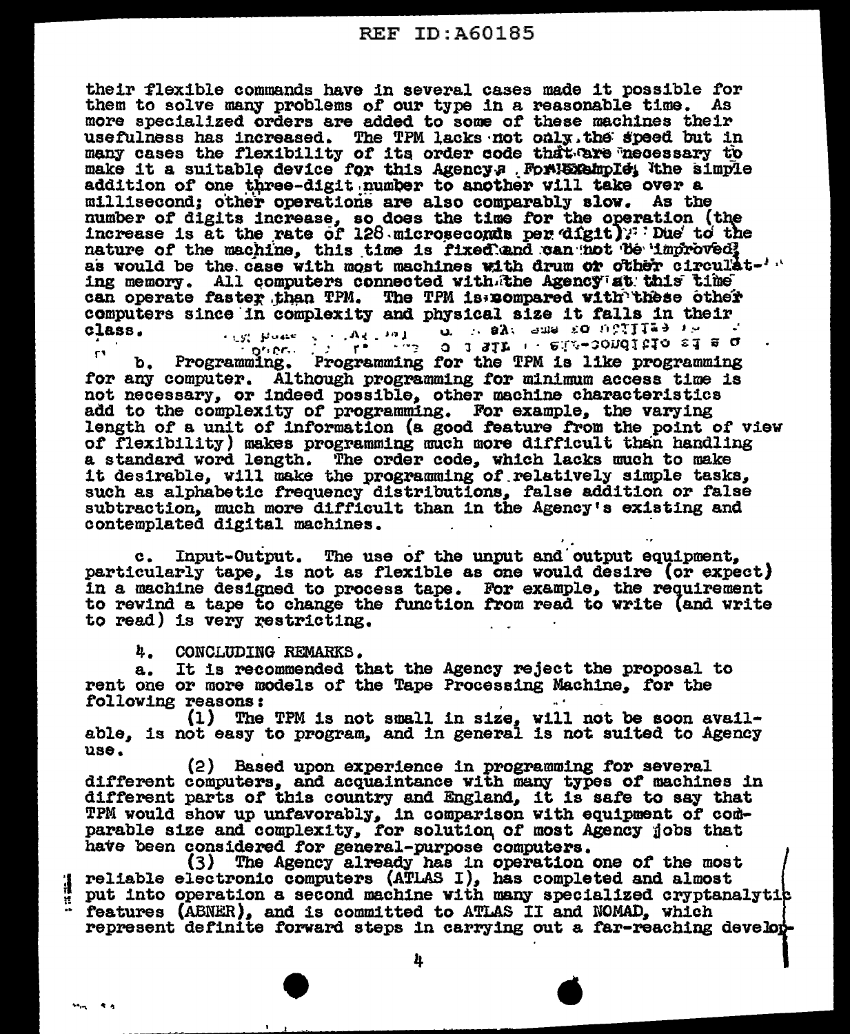their flexible commands have in several cases made it possible for them to solve many problems of our type in a reasonable time. As more specialized orders are added to some of these machines their usefulness has increased. The TPM lacks not only the speed but in many cases the flexibility of its order code that are necessary to make it a suitable device for this Agency. For example, the simple addition of one three-digit number to another will take over a millisecond; other operations are also comparably slow. As the number of digits increase, so does the time for the operation (the increase is at the rate of 128 microseconds per digit). Due to the nature of the machine, this time is fixed and can not be improved, as would be the case with most machines with drum or other circulating memory. All computers connected with the Agency at this time can operate faster than TPM. The TPM is compared with these other computers since in complexity and physical size it falls in their class.

b. Programming. Programming for the TPM is like programming for any computer. Although programming for minimum access time is not necessary, or indeed possible, other machine characteristics add to the complexity of programming. For example, the varying length of a unit of information (a good feature from the point of view of flexibility) makes programming much more difficult than handling a standard word length. The order code, which lacks much to make it desirable, will make the programming of relatively simple tasks, such as alphabetic frequency distributions, false addition or false subtraction, much more difficult than in the Agency's existing and contemplated digital machines.

c. Input-Output. The use of the unput and output equipment, particularly tape, is not as flexible as one would desire (or expect) in a machine designed to process tape. For example, the requirement to rewind a tape to change the function from read to write (and write to read) is very restricting.

4. CONCLUDING REMARKS.

a. It is recommended that the Agency reject the proposal to rent one or more models of the Tape Processing Machine, for the following reasons:

(1) The TPM is not small in size, will not be soon available, is not easy to program, and in general is not suited to Agency use.

(2) Based upon experience in programming for several different computers, and acquaintance with many types of machines in different parts of this country and England, it is safe to say that TPM would show up unfavorably, in comparison with equipment of comparable size and complexity, for solution of most Agency jobs that have been considered for general-purpose computers.

(3) The Agency already has in operation one of the most reliable electronic computers (ATLAS I), has completed and almost put into operation a second machine with many specialized cryptanalytic features (ABNER), and is committed to ATLAS II and NOMAD, which represent definite forward steps in carrying out a far-reaching develop-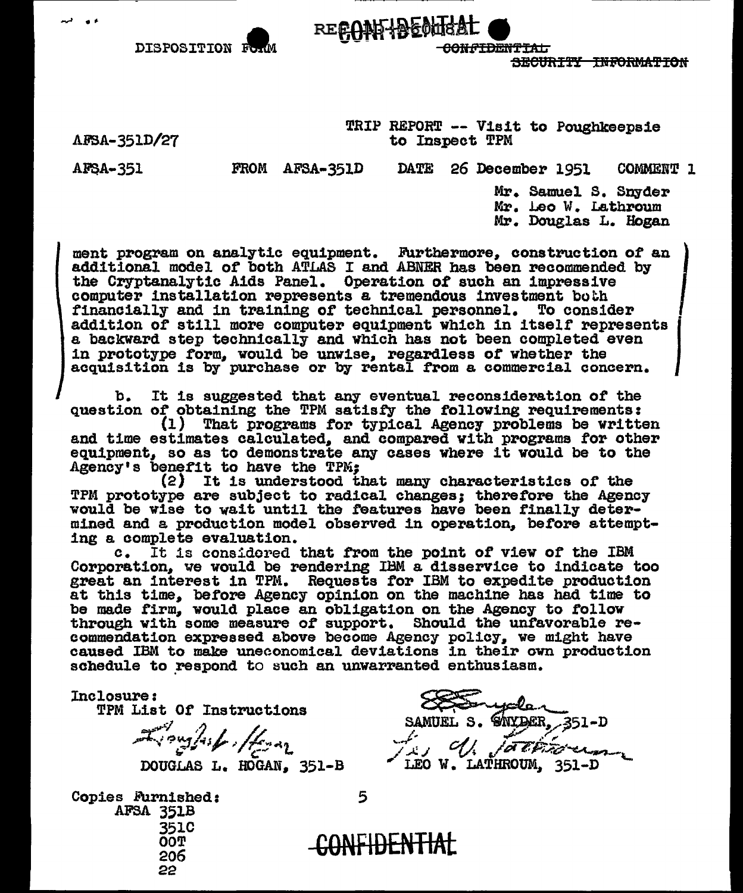DISPOSITION FORM

RECONFIDENTIAL

~~CONFIDENTIAL~~

~~SECURITY INFORMATION~~

AFSA-351D/27

TRIP REPORT -- Visit to Poughkeepsie to Inspect TPM

AFSA-351 FROM AFSA-351D DATE 26 December 1951 COMMENT 1

Mr. Samuel S. Snyder
Mr. Leo W. Lathroum
Mr. Douglas L. Hogan

ment program on analytic equipment. Furthermore, construction of an additional model of both ATLAS I and ABNER has been recommended by the Cryptanalytic Aids Panel. Operation of such an impressive computer installation represents a tremendous investment both financially and in training of technical personnel. To consider addition of still more computer equipment which in itself represents a backward step technically and which has not been completed even in prototype form, would be unwise, regardless of whether the acquisition is by purchase or by rental from a commercial concern.

b. It is suggested that any eventual reconsideration of the question of obtaining the TPM satisfy the following requirements:

(1) That programs for typical Agency problems be written and time estimates calculated, and compared with programs for other equipment, so as to demonstrate any cases where it would be to the Agency's benefit to have the TPM;

(2) It is understood that many characteristics of the TPM prototype are subject to radical changes; therefore the Agency would be wise to wait until the features have been finally determined and a production model observed in operation, before attempting a complete evaluation.

c. It is considered that from the point of view of the IBM Corporation, we would be rendering IBM a disservice to indicate too great an interest in TPM. Requests for IBM to expedite production at this time, before Agency opinion on the machine has had time to be made firm, would place an obligation on the Agency to follow through with some measure of support. Should the unfavorable recommendation expressed above become Agency policy, we might have caused IBM to make uneconomical deviations in their own production schedule to respond to such an unwarranted enthusiasm.

Inclosure:
TPM List Of Instructions

SAMUEL S. SNYDER, 351-D

DOUGLAS L. HOGAN, 351-B

LEO W. LATHROUM, 351-D

Copies Furnished:
AFSA 351B
351C
00T
206
22

~~CONFIDENTIAL~~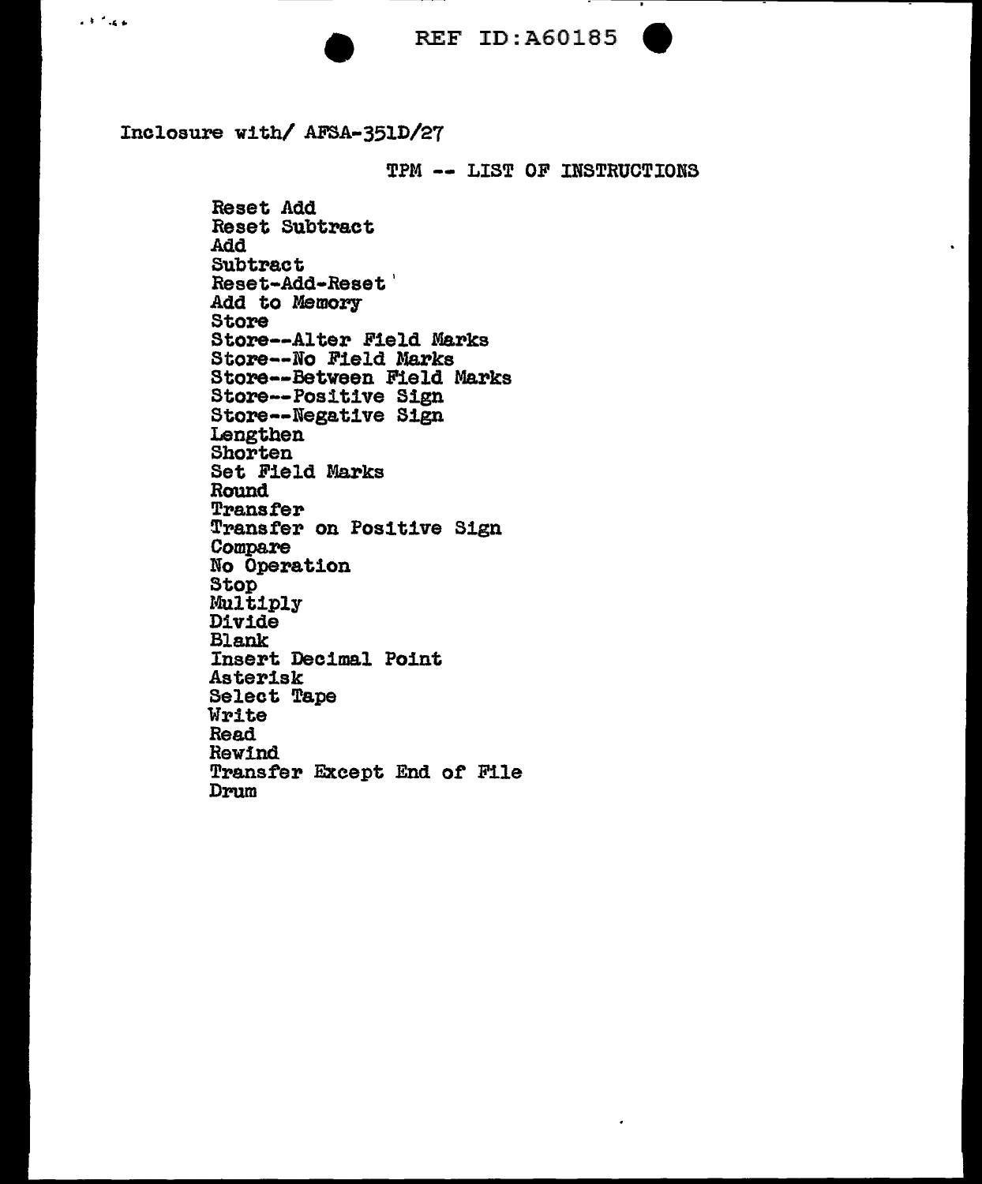Inclosure with/ AFSA-351D/27

## TPM -- LIST OF INSTRUCTIONS

Reset Add
Reset Subtract
Add
Subtract
Reset-Add-Reset
Add to Memory
Store
Store--Alter Field Marks
Store--No Field Marks
Store--Between Field Marks
Store--Positive Sign
Store--Negative Sign
Lengthen
Shorten
Set Field Marks
Round
Transfer
Transfer on Positive Sign
Compare
No Operation
Stop
Multiply
Divide
Blank
Insert Decimal Point
Asterisk
Select Tape
Write
Read
Rewind
Transfer Except End of File
Drum